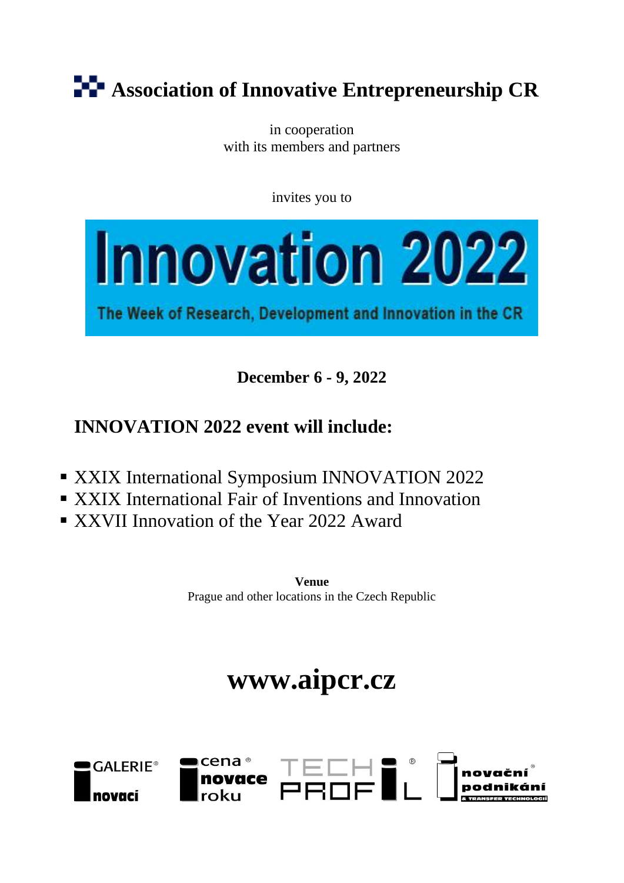# Association of Innovative Entrepreneurship CR

in cooperation
with its members and partners

invites you to

# Innovation 2022

The Week of Research, Development and Innovation in the CR

**December 6 - 9, 2022**

## INNOVATION 2022 event will include:

- XXIX International Symposium INNOVATION 2022
- XXIX International Fair of Inventions and Innovation
- XXVII Innovation of the Year 2022 Award

**Venue**
Prague and other locations in the Czech Republic

# www.aipcr.cz

GALERIE® inovací — cena inovace roku® — TECH PROFIL® — inovační podnikání® & TRANSFER TECHNOLOGIÍ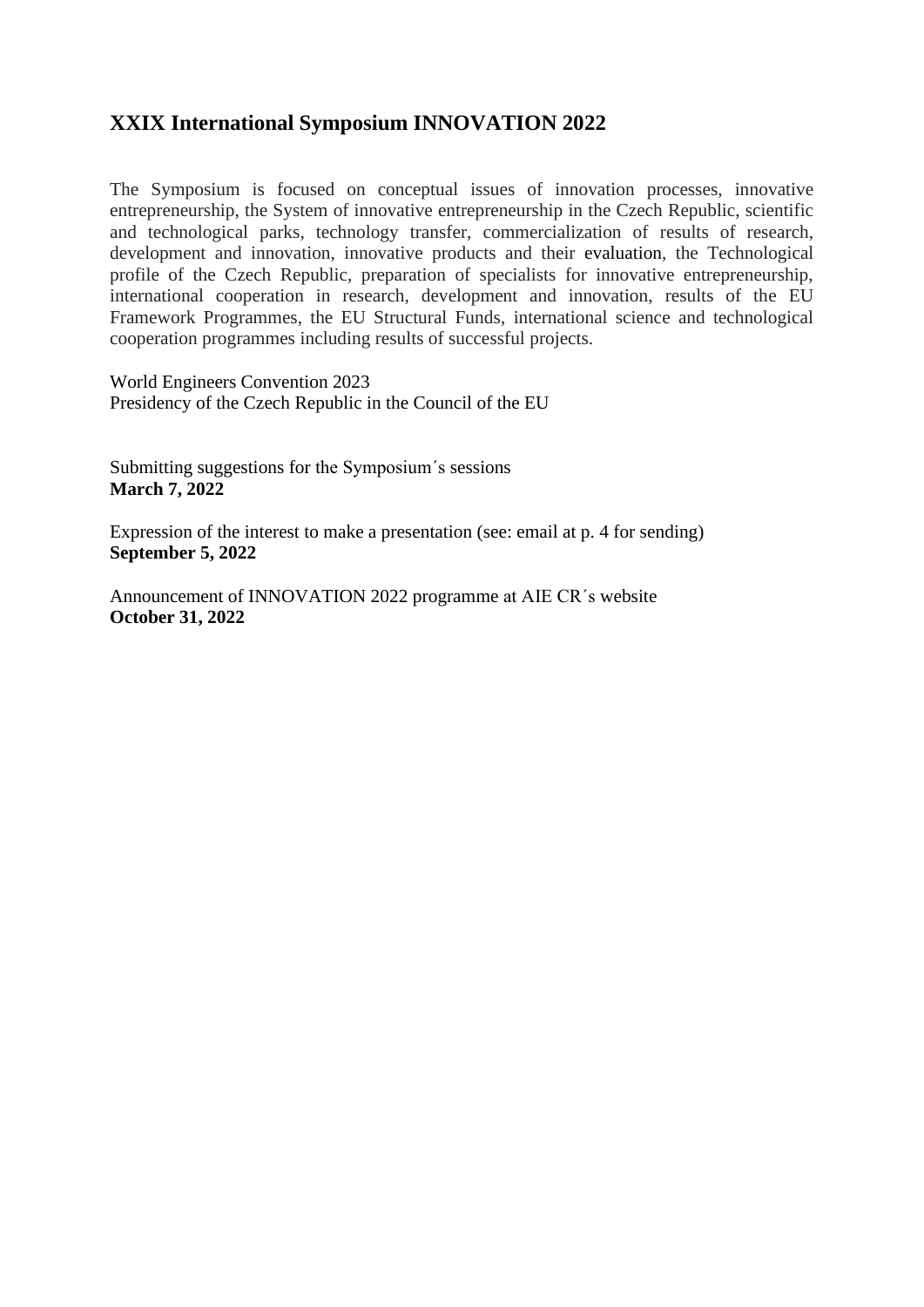## XXIX International Symposium INNOVATION 2022

The Symposium is focused on conceptual issues of innovation processes, innovative entrepreneurship, the System of innovative entrepreneurship in the Czech Republic, scientific and technological parks, technology transfer, commercialization of results of research, development and innovation, innovative products and their evaluation, the Technological profile of the Czech Republic, preparation of specialists for innovative entrepreneurship, international cooperation in research, development and innovation, results of the EU Framework Programmes, the EU Structural Funds, international science and technological cooperation programmes including results of successful projects.

World Engineers Convention 2023
Presidency of the Czech Republic in the Council of the EU

Submitting suggestions for the Symposium´s sessions
**March 7, 2022**

Expression of the interest to make a presentation (see: email at p. 4 for sending)
**September 5, 2022**

Announcement of INNOVATION 2022 programme at AIE CR´s website
**October 31, 2022**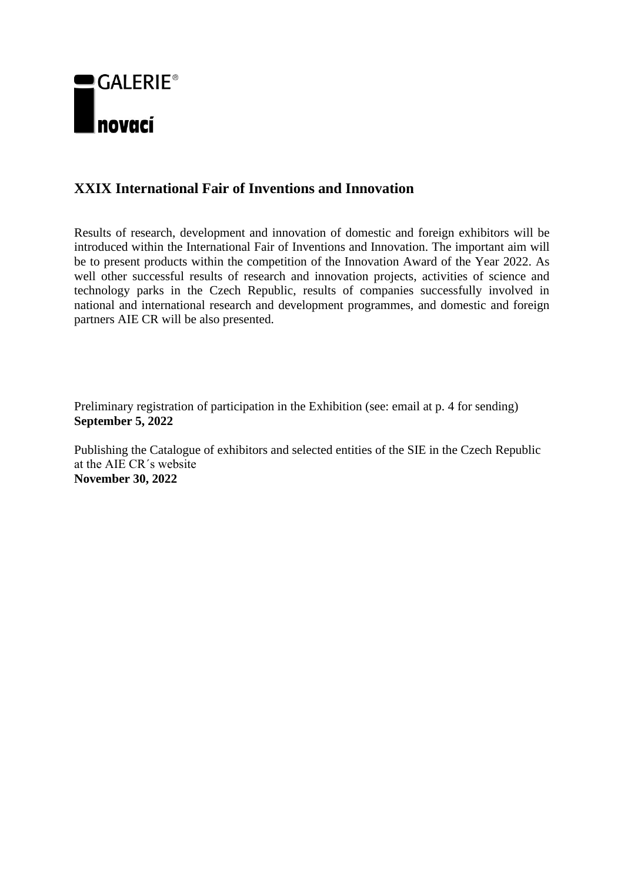GALERIE®

inovací

## XXIX International Fair of Inventions and Innovation

Results of research, development and innovation of domestic and foreign exhibitors will be introduced within the International Fair of Inventions and Innovation. The important aim will be to present products within the competition of the Innovation Award of the Year 2022. As well other successful results of research and innovation projects, activities of science and technology parks in the Czech Republic, results of companies successfully involved in national and international research and development programmes, and domestic and foreign partners AIE CR will be also presented.

Preliminary registration of participation in the Exhibition (see: email at p. 4 for sending)
**September 5, 2022**

Publishing the Catalogue of exhibitors and selected entities of the SIE in the Czech Republic at the AIE CR´s website
**November 30, 2022**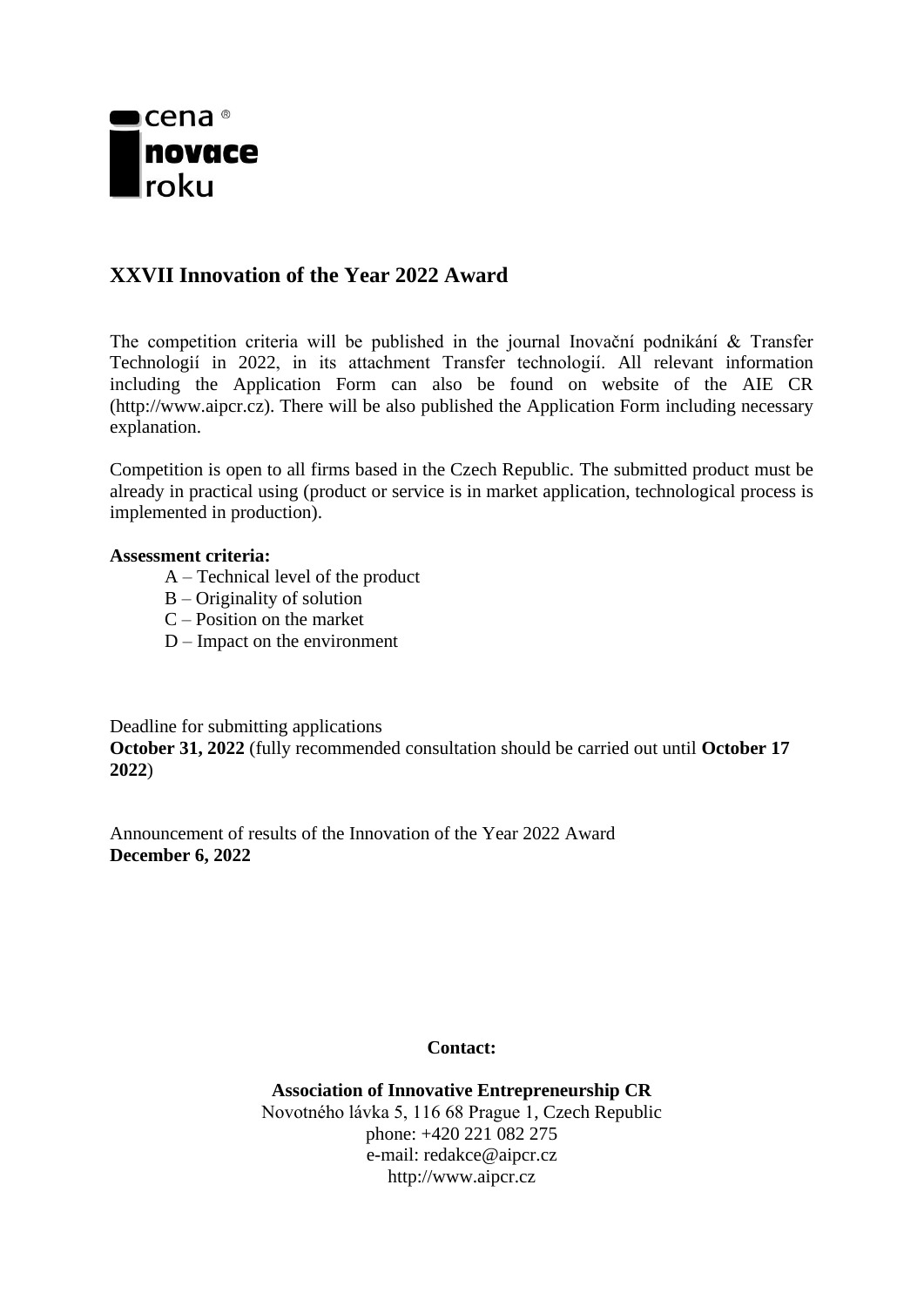cena®
**inovace**
roku

## XXVII Innovation of the Year 2022 Award

The competition criteria will be published in the journal Inovační podnikání & Transfer Technologií in 2022, in its attachment Transfer technologií. All relevant information including the Application Form can also be found on website of the AIE CR (http://www.aipcr.cz). There will be also published the Application Form including necessary explanation.

Competition is open to all firms based in the Czech Republic. The submitted product must be already in practical using (product or service is in market application, technological process is implemented in production).

**Assessment criteria:**

- A – Technical level of the product
- B – Originality of solution
- C – Position on the market
- D – Impact on the environment

Deadline for submitting applications
**October 31, 2022** (fully recommended consultation should be carried out until **October 17 2022**)

Announcement of results of the Innovation of the Year 2022 Award
**December 6, 2022**

**Contact:**

**Association of Innovative Entrepreneurship CR**
Novotného lávka 5, 116 68 Prague 1, Czech Republic
phone: +420 221 082 275
e-mail: redakce@aipcr.cz
http://www.aipcr.cz